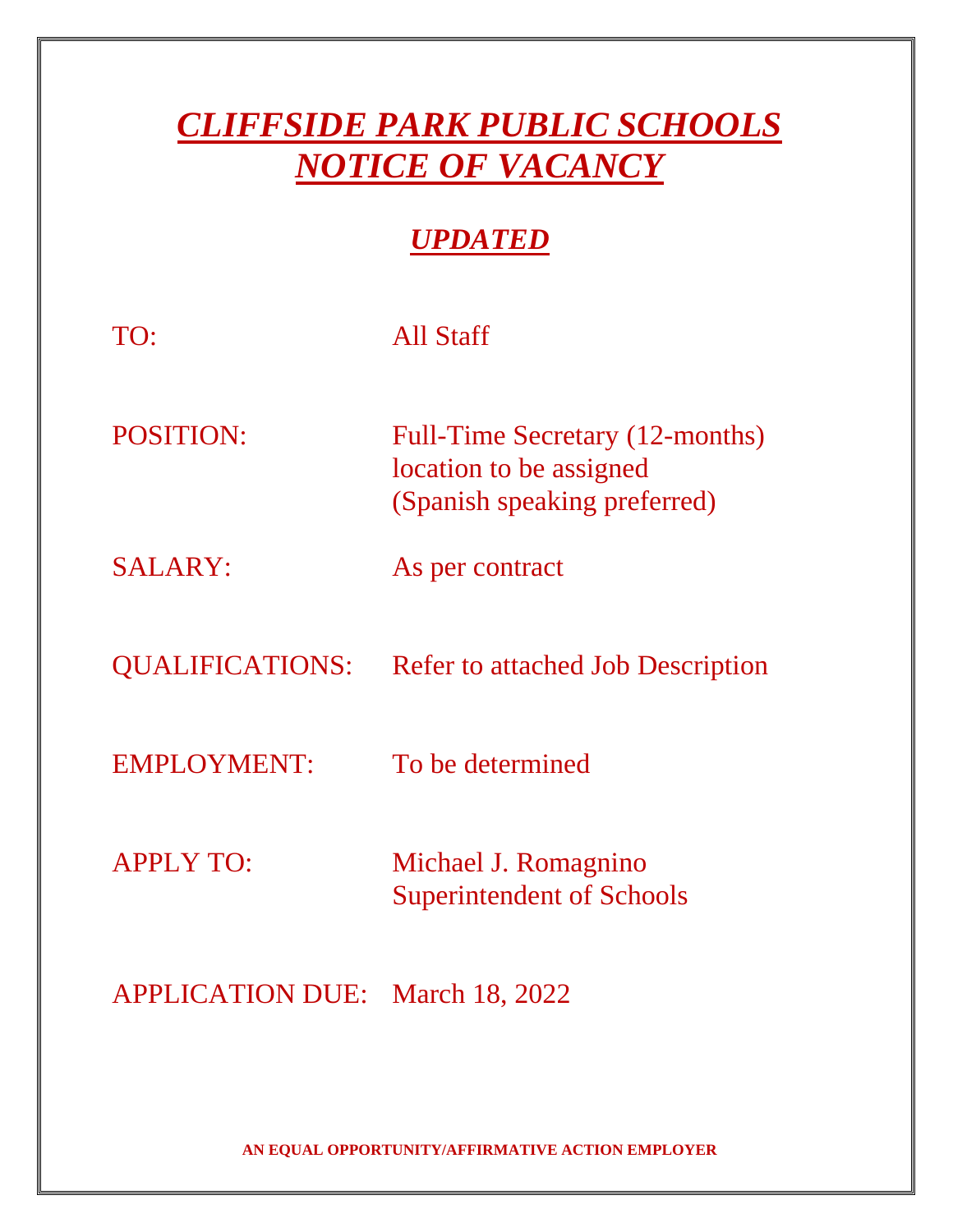# *CLIFFSIDE PARK PUBLIC SCHOOLS*
# *NOTICE OF VACANCY*

## *UPDATED*

| | |
|---|---|
| TO: | All Staff |
| POSITION: | Full-Time Secretary (12-months)<br>location to be assigned<br>(Spanish speaking preferred) |
| SALARY: | As per contract |
| QUALIFICATIONS: | Refer to attached Job Description |
| EMPLOYMENT: | To be determined |
| APPLY TO: | Michael J. Romagnino<br>Superintendent of Schools |
| APPLICATION DUE: | March 18, 2022 |

**AN EQUAL OPPORTUNITY/AFFIRMATIVE ACTION EMPLOYER**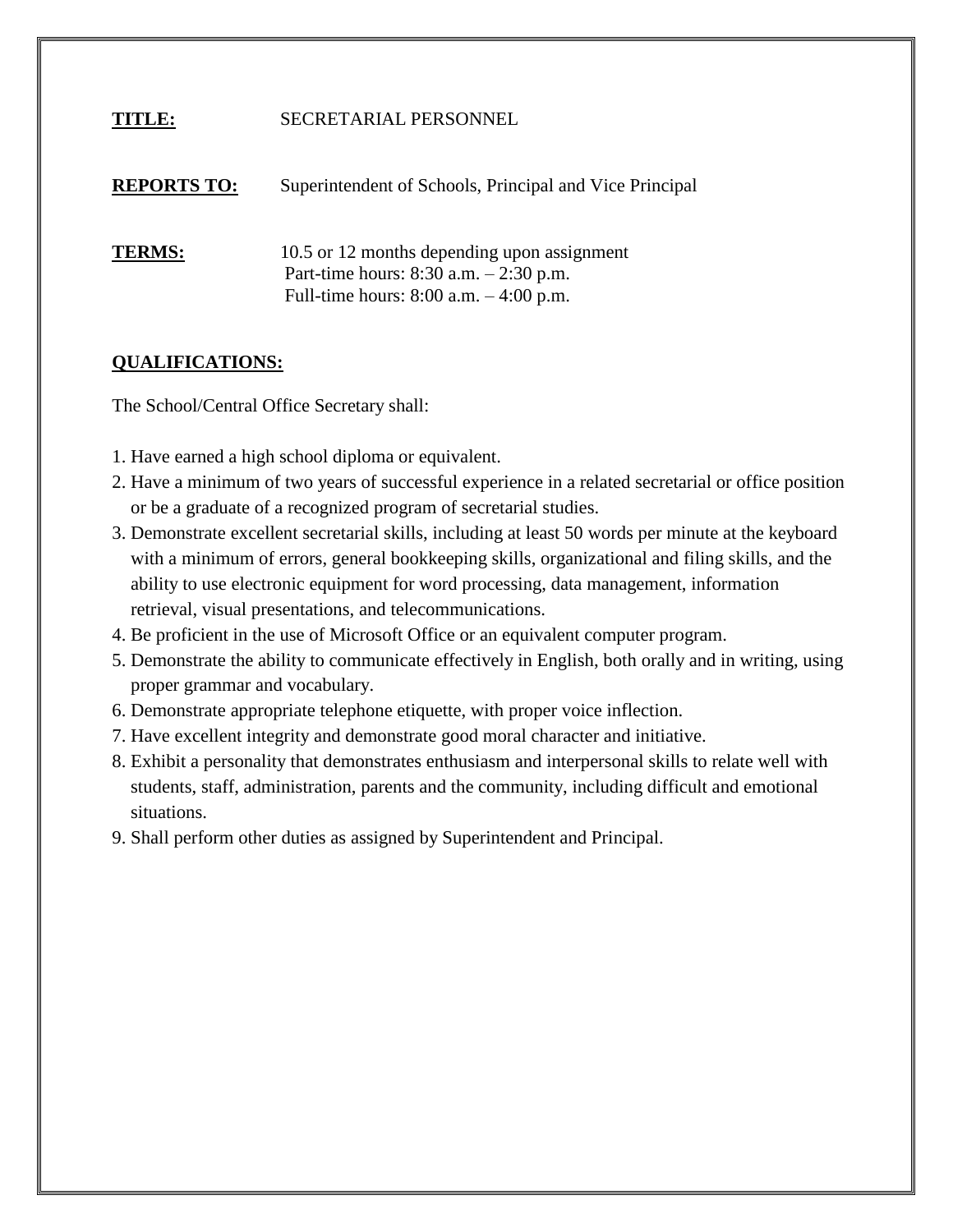**TITLE:** SECRETARIAL PERSONNEL

**REPORTS TO:** Superintendent of Schools, Principal and Vice Principal

**TERMS:** 10.5 or 12 months depending upon assignment
Part-time hours: 8:30 a.m. – 2:30 p.m.
Full-time hours: 8:00 a.m. – 4:00 p.m.

**QUALIFICATIONS:**

The School/Central Office Secretary shall:

1. Have earned a high school diploma or equivalent.
2. Have a minimum of two years of successful experience in a related secretarial or office position or be a graduate of a recognized program of secretarial studies.
3. Demonstrate excellent secretarial skills, including at least 50 words per minute at the keyboard with a minimum of errors, general bookkeeping skills, organizational and filing skills, and the ability to use electronic equipment for word processing, data management, information retrieval, visual presentations, and telecommunications.
4. Be proficient in the use of Microsoft Office or an equivalent computer program.
5. Demonstrate the ability to communicate effectively in English, both orally and in writing, using proper grammar and vocabulary.
6. Demonstrate appropriate telephone etiquette, with proper voice inflection.
7. Have excellent integrity and demonstrate good moral character and initiative.
8. Exhibit a personality that demonstrates enthusiasm and interpersonal skills to relate well with students, staff, administration, parents and the community, including difficult and emotional situations.
9. Shall perform other duties as assigned by Superintendent and Principal.